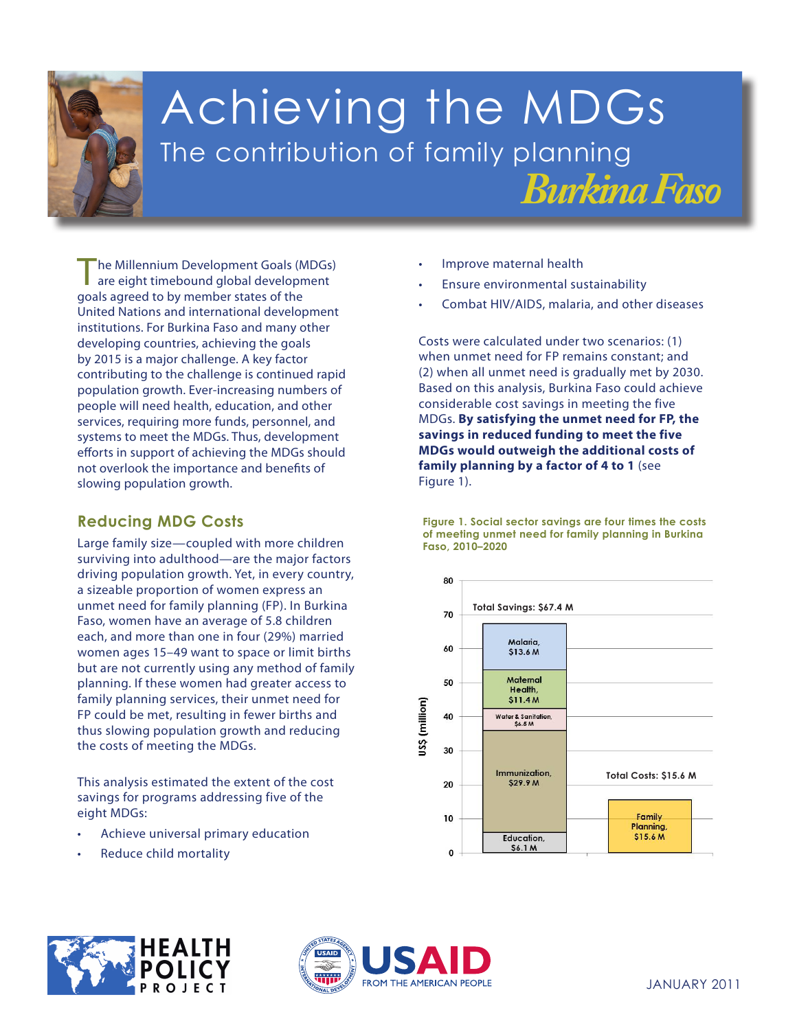# Achieving the MDGs

## The contribution of family planning

## Burkina Faso

The Millennium Development Goals (MDGs) are eight timebound global development goals agreed to by member states of the United Nations and international development institutions. For Burkina Faso and many other developing countries, achieving the goals by 2015 is a major challenge. A key factor contributing to the challenge is continued rapid population growth. Ever-increasing numbers of people will need health, education, and other services, requiring more funds, personnel, and systems to meet the MDGs. Thus, development efforts in support of achieving the MDGs should not overlook the importance and benefits of slowing population growth.

### Reducing MDG Costs

Large family size—coupled with more children surviving into adulthood—are the major factors driving population growth. Yet, in every country, a sizeable proportion of women express an unmet need for family planning (FP). In Burkina Faso, women have an average of 5.8 children each, and more than one in four (29%) married women ages 15–49 want to space or limit births but are not currently using any method of family planning. If these women had greater access to family planning services, their unmet need for FP could be met, resulting in fewer births and thus slowing population growth and reducing the costs of meeting the MDGs.

This analysis estimated the extent of the cost savings for programs addressing five of the eight MDGs:

- Achieve universal primary education
- Reduce child mortality
- Improve maternal health
- Ensure environmental sustainability
- Combat HIV/AIDS, malaria, and other diseases

Costs were calculated under two scenarios: (1) when unmet need for FP remains constant; and (2) when all unmet need is gradually met by 2030. Based on this analysis, Burkina Faso could achieve considerable cost savings in meeting the five MDGs. **By satisfying the unmet need for FP, the savings in reduced funding to meet the five MDGs would outweigh the additional costs of family planning by a factor of 4 to 1** (see Figure 1).

**Figure 1. Social sector savings are four times the costs of meeting unmet need for family planning in Burkina Faso, 2010–2020**

| | Total Savings: $67.4 M | Total Costs: $15.6 M |
|---|---|---|
| Malaria | $13.6 M | |
| Maternal Health | $11.4 M | |
| Water & Sanitation | $6.5 M | |
| Immunization | $29.9 M | |
| Education | $6.1 M | |
| Family Planning | | $15.6 M |

JANUARY 2011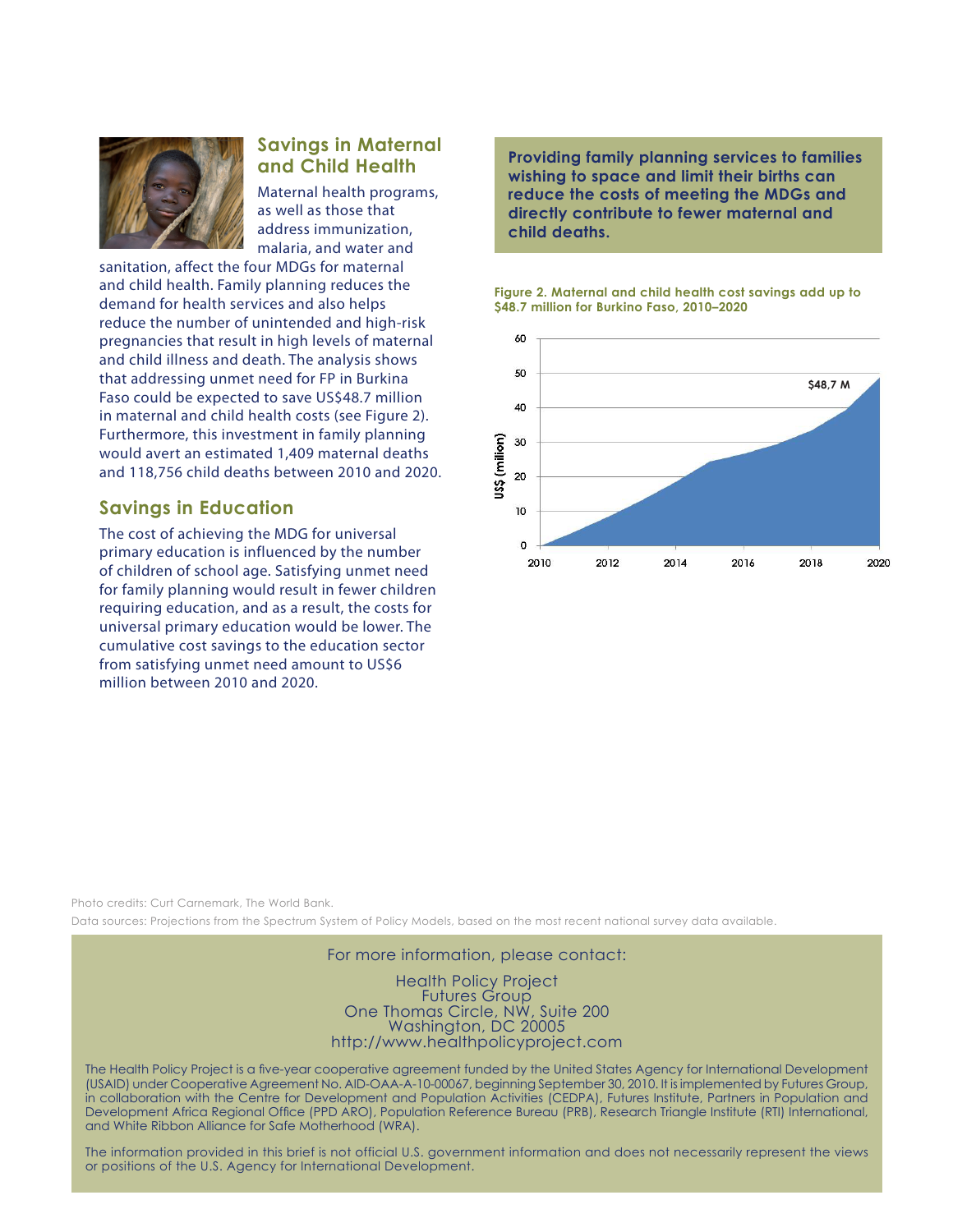## Savings in Maternal and Child Health

Maternal health programs, as well as those that address immunization, malaria, and water and sanitation, affect the four MDGs for maternal and child health. Family planning reduces the demand for health services and also helps reduce the number of unintended and high-risk pregnancies that result in high levels of maternal and child illness and death. The analysis shows that addressing unmet need for FP in Burkina Faso could be expected to save US$48.7 million in maternal and child health costs (see Figure 2). Furthermore, this investment in family planning would avert an estimated 1,409 maternal deaths and 118,756 child deaths between 2010 and 2020.

## Savings in Education

The cost of achieving the MDG for universal primary education is influenced by the number of children of school age. Satisfying unmet need for family planning would result in fewer children requiring education, and as a result, the costs for universal primary education would be lower. The cumulative cost savings to the education sector from satisfying unmet need amount to US$6 million between 2010 and 2020.

**Providing family planning services to families wishing to space and limit their births can reduce the costs of meeting the MDGs and directly contribute to fewer maternal and child deaths.**

**Figure 2. Maternal and child health cost savings add up to $48.7 million for Burkino Faso, 2010–2020**

US$ (million)
60
50
40
30
20
10
0
2010
2012
2014
2016
2018
2020
$48,7 M

Photo credits: Curt Carnemark, The World Bank.

Data sources: Projections from the Spectrum System of Policy Models, based on the most recent national survey data available.

For more information, please contact:

Health Policy Project
Futures Group
One Thomas Circle, NW, Suite 200
Washington, DC 20005
http://www.healthpolicyproject.com

The Health Policy Project is a five-year cooperative agreement funded by the United States Agency for International Development (USAID) under Cooperative Agreement No. AID-OAA-A-10-00067, beginning September 30, 2010. It is implemented by Futures Group, in collaboration with the Centre for Development and Population Activities (CEDPA), Futures Institute, Partners in Population and Development Africa Regional Office (PPD ARO), Population Reference Bureau (PRB), Research Triangle Institute (RTI) International, and White Ribbon Alliance for Safe Motherhood (WRA).

The information provided in this brief is not official U.S. government information and does not necessarily represent the views or positions of the U.S. Agency for International Development.